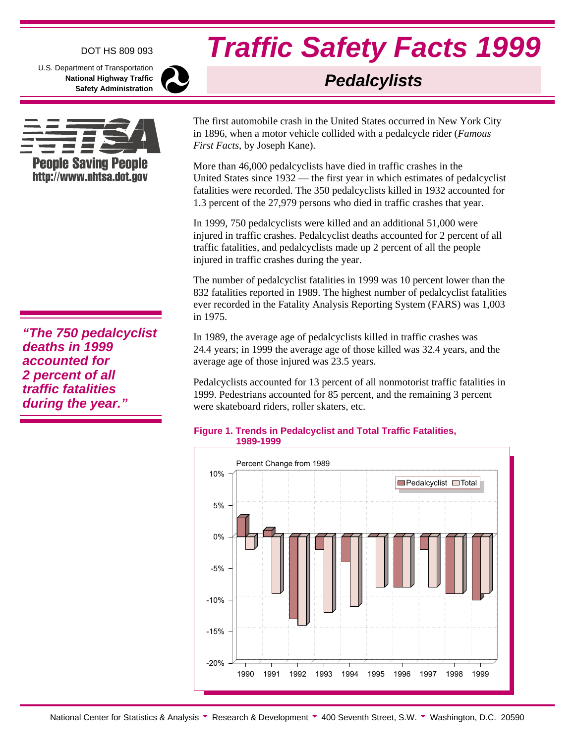DOT HS 809 093

U.S. Department of Transportation
**National Highway Traffic Safety Administration**

# Traffic Safety Facts 1999

## Pedalcyclists

**People Saving People**
**http://www.nhtsa.dot.gov**

The first automobile crash in the United States occurred in New York City in 1896, when a motor vehicle collided with a pedalcycle rider (*Famous First Facts*, by Joseph Kane).

More than 46,000 pedalcyclists have died in traffic crashes in the United States since 1932 — the first year in which estimates of pedalcyclist fatalities were recorded. The 350 pedalcyclists killed in 1932 accounted for 1.3 percent of the 27,979 persons who died in traffic crashes that year.

In 1999, 750 pedalcyclists were killed and an additional 51,000 were injured in traffic crashes. Pedalcyclist deaths accounted for 2 percent of all traffic fatalities, and pedalcyclists made up 2 percent of all the people injured in traffic crashes during the year.

> ***"The 750 pedalcyclist deaths in 1999 accounted for 2 percent of all traffic fatalities during the year."***

The number of pedalcyclist fatalities in 1999 was 10 percent lower than the 832 fatalities reported in 1989. The highest number of pedalcyclist fatalities ever recorded in the Fatality Analysis Reporting System (FARS) was 1,003 in 1975.

In 1989, the average age of pedalcyclists killed in traffic crashes was 24.4 years; in 1999 the average age of those killed was 32.4 years, and the average age of those injured was 23.5 years.

Pedalcyclists accounted for 13 percent of all nonmotorist traffic fatalities in 1999. Pedestrians accounted for 85 percent, and the remaining 3 percent were skateboard riders, roller skaters, etc.

**Figure 1. Trends in Pedalcyclist and Total Traffic Fatalities, 1989-1999**

Percent Change from 1989

| Year | Pedalcyclist | Total |
|---|---|---|
| 1990 | 3% | -2% |
| 1991 | 1% | -9% |
| 1992 | -13% | -14% |
| 1993 | -2% | -12% |
| 1994 | -4% | -11% |
| 1995 | 0% | -8% |
| 1996 | -8% | -8% |
| 1997 | -2% | -8% |
| 1998 | -9% | -9% |
| 1999 | -10% | -9% |

National Center for Statistics & Analysis ▼ Research & Development ▼ 400 Seventh Street, S.W. ▼ Washington, D.C. 20590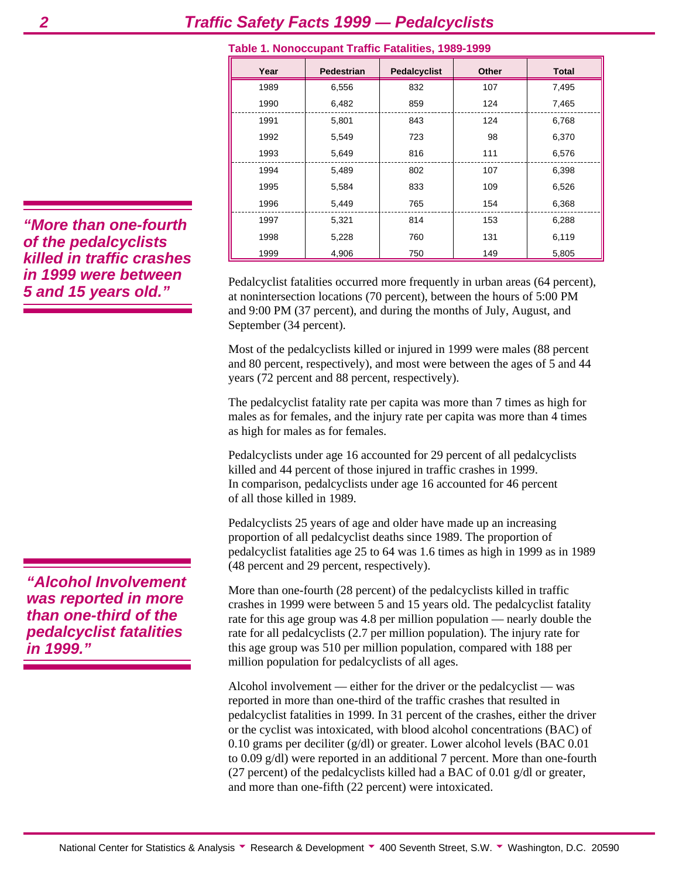**Table 1. Nonoccupant Traffic Fatalities, 1989-1999**

| Year | Pedestrian | Pedalcyclist | Other | Total |
|---|---|---|---|---|
| 1989 | 6,556 | 832 | 107 | 7,495 |
| 1990 | 6,482 | 859 | 124 | 7,465 |
| 1991 | 5,801 | 843 | 124 | 6,768 |
| 1992 | 5,549 | 723 | 98 | 6,370 |
| 1993 | 5,649 | 816 | 111 | 6,576 |
| 1994 | 5,489 | 802 | 107 | 6,398 |
| 1995 | 5,584 | 833 | 109 | 6,526 |
| 1996 | 5,449 | 765 | 154 | 6,368 |
| 1997 | 5,321 | 814 | 153 | 6,288 |
| 1998 | 5,228 | 760 | 131 | 6,119 |
| 1999 | 4,906 | 750 | 149 | 5,805 |

***"More than one-fourth of the pedalcyclists killed in traffic crashes in 1999 were between 5 and 15 years old."***

Pedalcyclist fatalities occurred more frequently in urban areas (64 percent), at nonintersection locations (70 percent), between the hours of 5:00 PM and 9:00 PM (37 percent), and during the months of July, August, and September (34 percent).

Most of the pedalcyclists killed or injured in 1999 were males (88 percent and 80 percent, respectively), and most were between the ages of 5 and 44 years (72 percent and 88 percent, respectively).

The pedalcyclist fatality rate per capita was more than 7 times as high for males as for females, and the injury rate per capita was more than 4 times as high for males as for females.

Pedalcyclists under age 16 accounted for 29 percent of all pedalcyclists killed and 44 percent of those injured in traffic crashes in 1999. In comparison, pedalcyclists under age 16 accounted for 46 percent of all those killed in 1989.

Pedalcyclists 25 years of age and older have made up an increasing proportion of all pedalcyclist deaths since 1989. The proportion of pedalcyclist fatalities age 25 to 64 was 1.6 times as high in 1999 as in 1989 (48 percent and 29 percent, respectively).

***"Alcohol Involvement was reported in more than one-third of the pedalcyclist fatalities in 1999."***

More than one-fourth (28 percent) of the pedalcyclists killed in traffic crashes in 1999 were between 5 and 15 years old. The pedalcyclist fatality rate for this age group was 4.8 per million population — nearly double the rate for all pedalcyclists (2.7 per million population). The injury rate for this age group was 510 per million population, compared with 188 per million population for pedalcyclists of all ages.

Alcohol involvement — either for the driver or the pedalcyclist — was reported in more than one-third of the traffic crashes that resulted in pedalcyclist fatalities in 1999. In 31 percent of the crashes, either the driver or the cyclist was intoxicated, with blood alcohol concentrations (BAC) of 0.10 grams per deciliter (g/dl) or greater. Lower alcohol levels (BAC 0.01 to 0.09 g/dl) were reported in an additional 7 percent. More than one-fourth (27 percent) of the pedalcyclists killed had a BAC of 0.01 g/dl or greater, and more than one-fifth (22 percent) were intoxicated.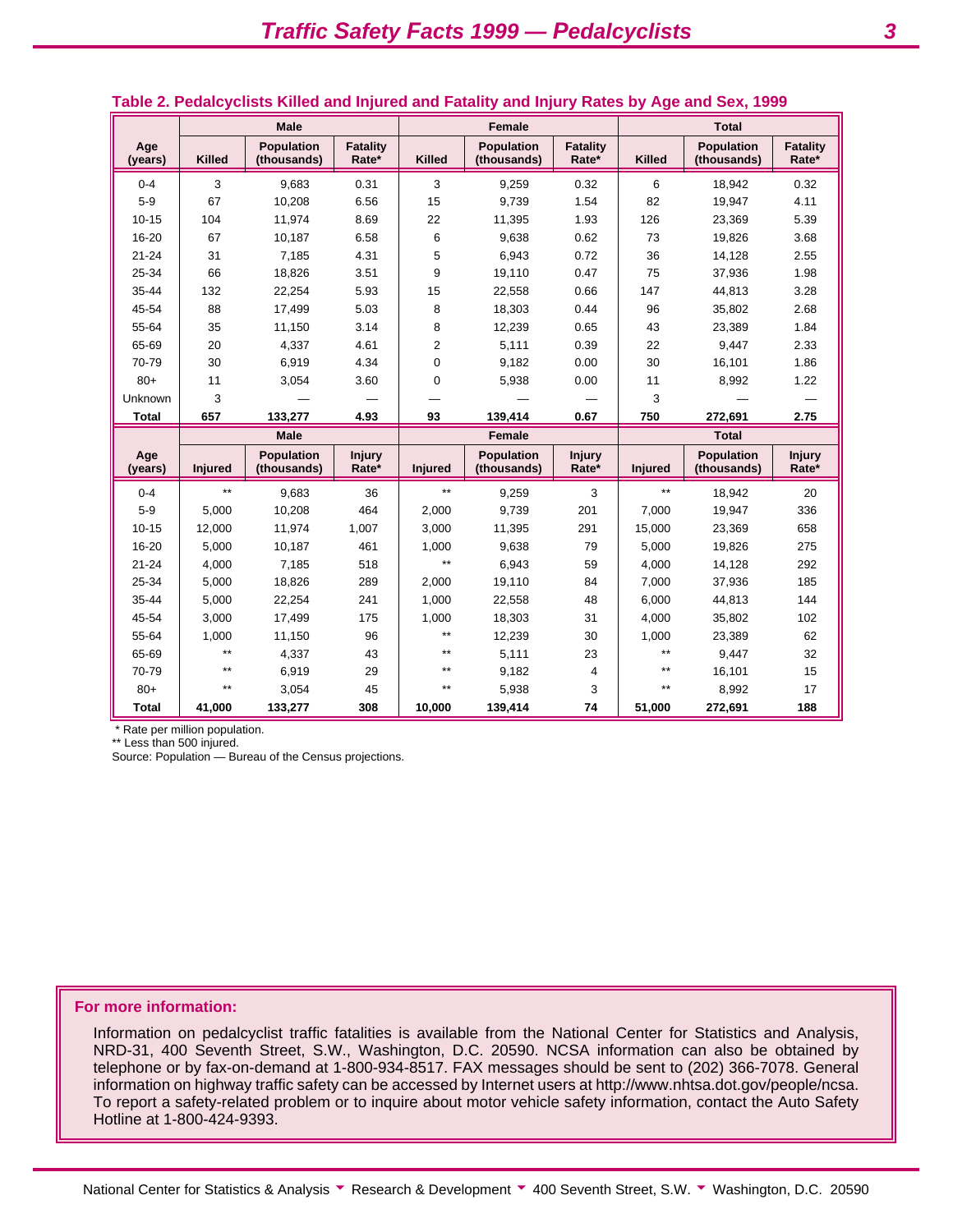**Table 2. Pedalcyclists Killed and Injured and Fatality and Injury Rates by Age and Sex, 1999**

| | Male | | | Female | | | Total | | |
|---|---|---|---|---|---|---|---|---|---|
| Age (years) | Killed | Population (thousands) | Fatality Rate* | Killed | Population (thousands) | Fatality Rate* | Killed | Population (thousands) | Fatality Rate* |
| 0-4 | 3 | 9,683 | 0.31 | 3 | 9,259 | 0.32 | 6 | 18,942 | 0.32 |
| 5-9 | 67 | 10,208 | 6.56 | 15 | 9,739 | 1.54 | 82 | 19,947 | 4.11 |
| 10-15 | 104 | 11,974 | 8.69 | 22 | 11,395 | 1.93 | 126 | 23,369 | 5.39 |
| 16-20 | 67 | 10,187 | 6.58 | 6 | 9,638 | 0.62 | 73 | 19,826 | 3.68 |
| 21-24 | 31 | 7,185 | 4.31 | 5 | 6,943 | 0.72 | 36 | 14,128 | 2.55 |
| 25-34 | 66 | 18,826 | 3.51 | 9 | 19,110 | 0.47 | 75 | 37,936 | 1.98 |
| 35-44 | 132 | 22,254 | 5.93 | 15 | 22,558 | 0.66 | 147 | 44,813 | 3.28 |
| 45-54 | 88 | 17,499 | 5.03 | 8 | 18,303 | 0.44 | 96 | 35,802 | 2.68 |
| 55-64 | 35 | 11,150 | 3.14 | 8 | 12,239 | 0.65 | 43 | 23,389 | 1.84 |
| 65-69 | 20 | 4,337 | 4.61 | 2 | 5,111 | 0.39 | 22 | 9,447 | 2.33 |
| 70-79 | 30 | 6,919 | 4.34 | 0 | 9,182 | 0.00 | 30 | 16,101 | 1.86 |
| 80+ | 11 | 3,054 | 3.60 | 0 | 5,938 | 0.00 | 11 | 8,992 | 1.22 |
| Unknown | 3 | — | — | — | — | — | 3 | — | — |
| **Total** | **657** | **133,277** | **4.93** | **93** | **139,414** | **0.67** | **750** | **272,691** | **2.75** |
| | **Male** | | | **Female** | | | **Total** | | |
| **Age (years)** | **Injured** | **Population (thousands)** | **Injury Rate*** | **Injured** | **Population (thousands)** | **Injury Rate*** | **Injured** | **Population (thousands)** | **Injury Rate*** |
| 0-4 | ** | 9,683 | 36 | ** | 9,259 | 3 | ** | 18,942 | 20 |
| 5-9 | 5,000 | 10,208 | 464 | 2,000 | 9,739 | 201 | 7,000 | 19,947 | 336 |
| 10-15 | 12,000 | 11,974 | 1,007 | 3,000 | 11,395 | 291 | 15,000 | 23,369 | 658 |
| 16-20 | 5,000 | 10,187 | 461 | 1,000 | 9,638 | 79 | 5,000 | 19,826 | 275 |
| 21-24 | 4,000 | 7,185 | 518 | ** | 6,943 | 59 | 4,000 | 14,128 | 292 |
| 25-34 | 5,000 | 18,826 | 289 | 2,000 | 19,110 | 84 | 7,000 | 37,936 | 185 |
| 35-44 | 5,000 | 22,254 | 241 | 1,000 | 22,558 | 48 | 6,000 | 44,813 | 144 |
| 45-54 | 3,000 | 17,499 | 175 | 1,000 | 18,303 | 31 | 4,000 | 35,802 | 102 |
| 55-64 | 1,000 | 11,150 | 96 | ** | 12,239 | 30 | 1,000 | 23,389 | 62 |
| 65-69 | ** | 4,337 | 43 | ** | 5,111 | 23 | ** | 9,447 | 32 |
| 70-79 | ** | 6,919 | 29 | ** | 9,182 | 4 | ** | 16,101 | 15 |
| 80+ | ** | 3,054 | 45 | ** | 5,938 | 3 | ** | 8,992 | 17 |
| **Total** | **41,000** | **133,277** | **308** | **10,000** | **139,414** | **74** | **51,000** | **272,691** | **188** |

* Rate per million population.
** Less than 500 injured.
Source: Population — Bureau of the Census projections.

**For more information:**

Information on pedalcyclist traffic fatalities is available from the National Center for Statistics and Analysis, NRD-31, 400 Seventh Street, S.W., Washington, D.C. 20590. NCSA information can also be obtained by telephone or by fax-on-demand at 1-800-934-8517. FAX messages should be sent to (202) 366-7078. General information on highway traffic safety can be accessed by Internet users at http://www.nhtsa.dot.gov/people/ncsa. To report a safety-related problem or to inquire about motor vehicle safety information, contact the Auto Safety Hotline at 1-800-424-9393.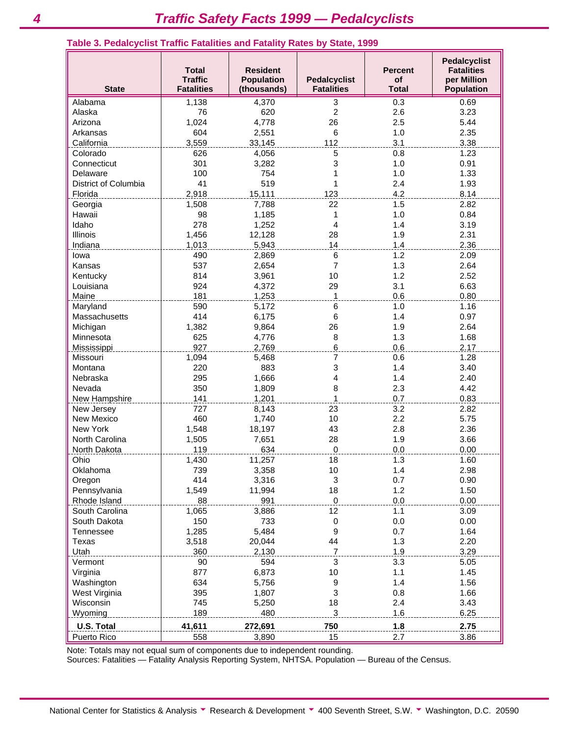**Table 3. Pedalcyclist Traffic Fatalities and Fatality Rates by State, 1999**

| State | Total Traffic Fatalities | Resident Population (thousands) | Pedalcyclist Fatalities | Percent of Total | Pedalcyclist Fatalities per Million Population |
|---|---|---|---|---|---|
| Alabama | 1,138 | 4,370 | 3 | 0.3 | 0.69 |
| Alaska | 76 | 620 | 2 | 2.6 | 3.23 |
| Arizona | 1,024 | 4,778 | 26 | 2.5 | 5.44 |
| Arkansas | 604 | 2,551 | 6 | 1.0 | 2.35 |
| California | 3,559 | 33,145 | 112 | 3.1 | 3.38 |
| Colorado | 626 | 4,056 | 5 | 0.8 | 1.23 |
| Connecticut | 301 | 3,282 | 3 | 1.0 | 0.91 |
| Delaware | 100 | 754 | 1 | 1.0 | 1.33 |
| District of Columbia | 41 | 519 | 1 | 2.4 | 1.93 |
| Florida | 2,918 | 15,111 | 123 | 4.2 | 8.14 |
| Georgia | 1,508 | 7,788 | 22 | 1.5 | 2.82 |
| Hawaii | 98 | 1,185 | 1 | 1.0 | 0.84 |
| Idaho | 278 | 1,252 | 4 | 1.4 | 3.19 |
| Illinois | 1,456 | 12,128 | 28 | 1.9 | 2.31 |
| Indiana | 1,013 | 5,943 | 14 | 1.4 | 2.36 |
| Iowa | 490 | 2,869 | 6 | 1.2 | 2.09 |
| Kansas | 537 | 2,654 | 7 | 1.3 | 2.64 |
| Kentucky | 814 | 3,961 | 10 | 1.2 | 2.52 |
| Louisiana | 924 | 4,372 | 29 | 3.1 | 6.63 |
| Maine | 181 | 1,253 | 1 | 0.6 | 0.80 |
| Maryland | 590 | 5,172 | 6 | 1.0 | 1.16 |
| Massachusetts | 414 | 6,175 | 6 | 1.4 | 0.97 |
| Michigan | 1,382 | 9,864 | 26 | 1.9 | 2.64 |
| Minnesota | 625 | 4,776 | 8 | 1.3 | 1.68 |
| Mississippi | 927 | 2,769 | 6 | 0.6 | 2.17 |
| Missouri | 1,094 | 5,468 | 7 | 0.6 | 1.28 |
| Montana | 220 | 883 | 3 | 1.4 | 3.40 |
| Nebraska | 295 | 1,666 | 4 | 1.4 | 2.40 |
| Nevada | 350 | 1,809 | 8 | 2.3 | 4.42 |
| New Hampshire | 141 | 1,201 | 1 | 0.7 | 0.83 |
| New Jersey | 727 | 8,143 | 23 | 3.2 | 2.82 |
| New Mexico | 460 | 1,740 | 10 | 2.2 | 5.75 |
| New York | 1,548 | 18,197 | 43 | 2.8 | 2.36 |
| North Carolina | 1,505 | 7,651 | 28 | 1.9 | 3.66 |
| North Dakota | 119 | 634 | 0 | 0.0 | 0.00 |
| Ohio | 1,430 | 11,257 | 18 | 1.3 | 1.60 |
| Oklahoma | 739 | 3,358 | 10 | 1.4 | 2.98 |
| Oregon | 414 | 3,316 | 3 | 0.7 | 0.90 |
| Pennsylvania | 1,549 | 11,994 | 18 | 1.2 | 1.50 |
| Rhode Island | 88 | 991 | 0 | 0.0 | 0.00 |
| South Carolina | 1,065 | 3,886 | 12 | 1.1 | 3.09 |
| South Dakota | 150 | 733 | 0 | 0.0 | 0.00 |
| Tennessee | 1,285 | 5,484 | 9 | 0.7 | 1.64 |
| Texas | 3,518 | 20,044 | 44 | 1.3 | 2.20 |
| Utah | 360 | 2,130 | 7 | 1.9 | 3.29 |
| Vermont | 90 | 594 | 3 | 3.3 | 5.05 |
| Virginia | 877 | 6,873 | 10 | 1.1 | 1.45 |
| Washington | 634 | 5,756 | 9 | 1.4 | 1.56 |
| West Virginia | 395 | 1,807 | 3 | 0.8 | 1.66 |
| Wisconsin | 745 | 5,250 | 18 | 2.4 | 3.43 |
| Wyoming | 189 | 480 | 3 | 1.6 | 6.25 |
| **U.S. Total** | **41,611** | **272,691** | **750** | **1.8** | **2.75** |
| Puerto Rico | 558 | 3,890 | 15 | 2.7 | 3.86 |

Note: Totals may not equal sum of components due to independent rounding.
Sources: Fatalities — Fatality Analysis Reporting System, NHTSA. Population — Bureau of the Census.